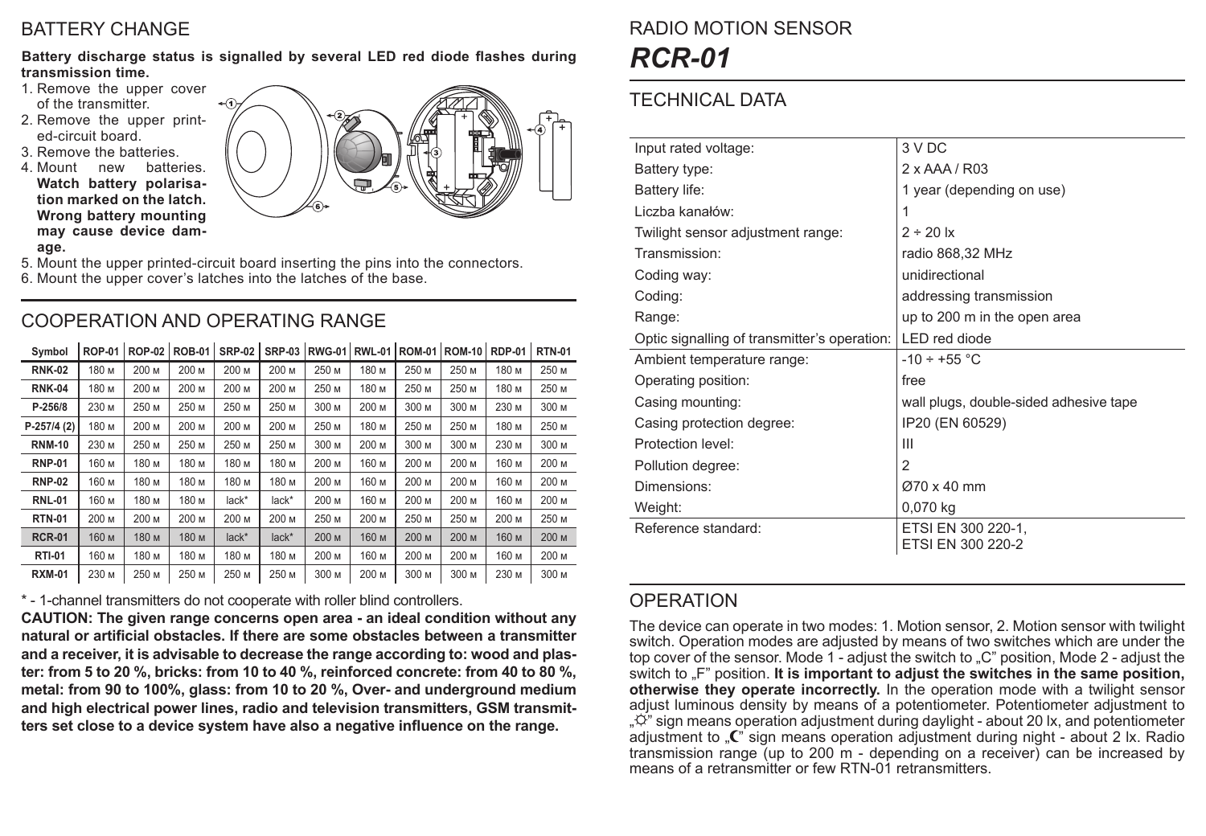## BATTERY CHANGE

**Battery discharge status is signalled by several LED red diode flashes during transmission time.**

1. Remove the upper cover of the transmitter.
2. Remove the upper printed-circuit board.
3. Remove the batteries.
4. Mount new batteries. **Watch battery polarisation marked on the latch. Wrong battery mounting may cause device damage.**
5. Mount the upper printed-circuit board inserting the pins into the connectors.
6. Mount the upper cover's latches into the latches of the base.

## COOPERATION AND OPERATING RANGE

| Symbol | ROP-01 | ROP-02 | ROB-01 | SRP-02 | SRP-03 | RWG-01 | RWL-01 | ROM-01 | ROM-10 | RDP-01 | RTN-01 |
|---|---|---|---|---|---|---|---|---|---|---|---|
| RNK-02 | 180 м | 200 м | 200 м | 200 м | 200 м | 250 м | 180 м | 250 м | 250 м | 180 м | 250 м |
| RNK-04 | 180 м | 200 м | 200 м | 200 м | 200 м | 250 м | 180 м | 250 м | 250 м | 180 м | 250 м |
| P-256/8 | 230 м | 250 м | 250 м | 250 м | 250 м | 300 м | 200 м | 300 м | 300 м | 230 м | 300 м |
| P-257/4 (2) | 180 м | 200 м | 200 м | 200 м | 200 м | 250 м | 180 м | 250 м | 250 м | 180 м | 250 м |
| RNM-10 | 230 м | 250 м | 250 м | 250 м | 250 м | 300 м | 200 м | 300 м | 300 м | 230 м | 300 м |
| RNP-01 | 160 м | 180 м | 180 м | 180 м | 180 м | 200 м | 160 м | 200 м | 200 м | 160 м | 200 м |
| RNP-02 | 160 м | 180 м | 180 м | 180 м | 180 м | 200 м | 160 м | 200 м | 200 м | 160 м | 200 м |
| RNL-01 | 160 м | 180 м | 180 м | lack* | lack* | 200 м | 160 м | 200 м | 200 м | 160 м | 200 м |
| RTN-01 | 200 м | 200 м | 200 м | 200 м | 200 м | 250 м | 200 м | 250 м | 250 м | 200 м | 250 м |
| RCR-01 | 160 м | 180 м | 180 м | lack* | lack* | 200 м | 160 м | 200 м | 200 м | 160 м | 200 м |
| RTI-01 | 160 м | 180 м | 180 м | 180 м | 180 м | 200 м | 160 м | 200 м | 200 м | 160 м | 200 м |
| RXM-01 | 230 м | 250 м | 250 м | 250 м | 250 м | 300 м | 200 м | 300 м | 300 м | 230 м | 300 м |

\* - 1-channel transmitters do not cooperate with roller blind controllers.

**CAUTION: The given range concerns open area - an ideal condition without any natural or artificial obstacles. If there are some obstacles between a transmitter and a receiver, it is advisable to decrease the range according to: wood and plaster: from 5 to 20 %, bricks: from 10 to 40 %, reinforced concrete: from 40 to 80 %, metal: from 90 to 100%, glass: from 10 to 20 %, Over- and underground medium and high electrical power lines, radio and television transmitters, GSM transmitters set close to a device system have also a negative influence on the range.**

# RADIO MOTION SENSOR

# *RCR-01*

## TECHNICAL DATA

| | |
|---|---|
| Input rated voltage: | 3 V DC |
| Battery type: | 2 x AAA / R03 |
| Battery life: | 1 year (depending on use) |
| Liczba kanałów: | 1 |
| Twilight sensor adjustment range: | 2 ÷ 20 lx |
| Transmission: | radio 868,32 MHz |
| Coding way: | unidirectional |
| Coding: | addressing transmission |
| Range: | up to 200 m in the open area |
| Optic signalling of transmitter's operation: | LED red diode |
| Ambient temperature range: | -10 ÷ +55 °C |
| Operating position: | free |
| Casing mounting: | wall plugs, double-sided adhesive tape |
| Casing protection degree: | IP20 (EN 60529) |
| Protection level: | III |
| Pollution degree: | 2 |
| Dimensions: | Ø70 x 40 mm |
| Weight: | 0,070 kg |
| Reference standard: | ETSI EN 300 220-1, ETSI EN 300 220-2 |

## OPERATION

The device can operate in two modes: 1. Motion sensor, 2. Motion sensor with twilight switch. Operation modes are adjusted by means of two switches which are under the top cover of the sensor. Mode 1 - adjust the switch to „C" position, Mode 2 - adjust the switch to „F" position. **It is important to adjust the switches in the same position, otherwise they operate incorrectly.** In the operation mode with a twilight sensor adjust luminous density by means of a potentiometer. Potentiometer adjustment to „☼" sign means operation adjustment during daylight - about 20 lx, and potentiometer adjustment to „☾" sign means operation adjustment during night - about 2 lx. Radio transmission range (up to 200 m - depending on a receiver) can be increased by means of a retransmitter or few RTN-01 retransmitters.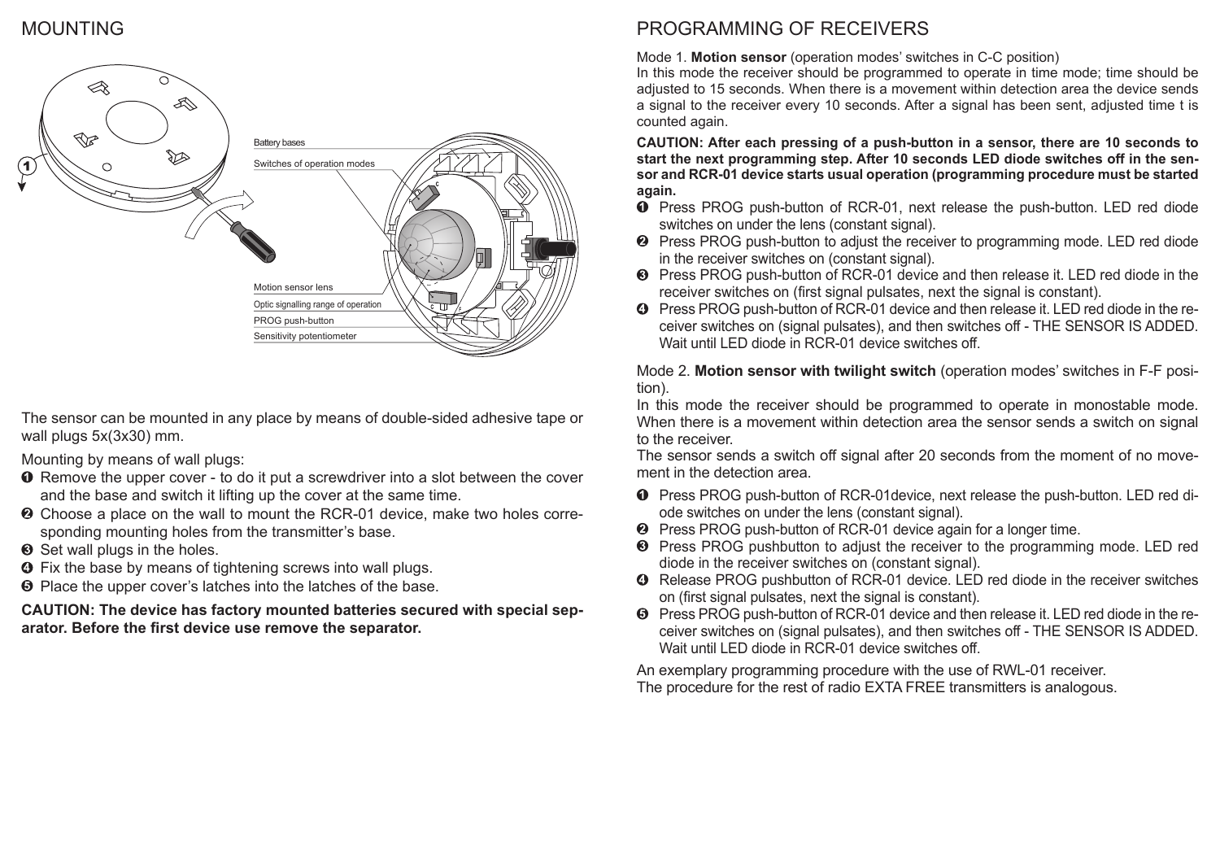# MOUNTING

Battery bases

Switches of operation modes

Motion sensor lens

Optic signalling range of operation

PROG push-button

Sensitivity potentiometer

The sensor can be mounted in any place by means of double-sided adhesive tape or wall plugs 5x(3x30) mm.

Mounting by means of wall plugs:

1. Remove the upper cover - to do it put a screwdriver into a slot between the cover and the base and switch it lifting up the cover at the same time.
2. Choose a place on the wall to mount the RCR-01 device, make two holes corresponding mounting holes from the transmitter's base.
3. Set wall plugs in the holes.
4. Fix the base by means of tightening screws into wall plugs.
5. Place the upper cover's latches into the latches of the base.

**CAUTION: The device has factory mounted batteries secured with special separator. Before the first device use remove the separator.**

# PROGRAMMING OF RECEIVERS

Mode 1. **Motion sensor** (operation modes' switches in C-C position)

In this mode the receiver should be programmed to operate in time mode; time should be adjusted to 15 seconds. When there is a movement within detection area the device sends a signal to the receiver every 10 seconds. After a signal has been sent, adjusted time t is counted again.

**CAUTION: After each pressing of a push-button in a sensor, there are 10 seconds to start the next programming step. After 10 seconds LED diode switches off in the sensor and RCR-01 device starts usual operation (programming procedure must be started again.**

1. Press PROG push-button of RCR-01, next release the push-button. LED red diode switches on under the lens (constant signal).
2. Press PROG push-button to adjust the receiver to programming mode. LED red diode in the receiver switches on (constant signal).
3. Press PROG push-button of RCR-01 device and then release it. LED red diode in the receiver switches on (first signal pulsates, next the signal is constant).
4. Press PROG push-button of RCR-01 device and then release it. LED red diode in the receiver switches on (signal pulsates), and then switches off - THE SENSOR IS ADDED. Wait until LED diode in RCR-01 device switches off.

Mode 2. **Motion sensor with twilight switch** (operation modes' switches in F-F position).

In this mode the receiver should be programmed to operate in monostable mode. When there is a movement within detection area the sensor sends a switch on signal to the receiver.

The sensor sends a switch off signal after 20 seconds from the moment of no movement in the detection area.

1. Press PROG push-button of RCR-01device, next release the push-button. LED red diode switches on under the lens (constant signal).
2. Press PROG push-button of RCR-01 device again for a longer time.
3. Press PROG pushbutton to adjust the receiver to the programming mode. LED red diode in the receiver switches on (constant signal).
4. Release PROG pushbutton of RCR-01 device. LED red diode in the receiver switches on (first signal pulsates, next the signal is constant).
5. Press PROG push-button of RCR-01 device and then release it. LED red diode in the receiver switches on (signal pulsates), and then switches off - THE SENSOR IS ADDED. Wait until LED diode in RCR-01 device switches off.

An exemplary programming procedure with the use of RWL-01 receiver.
The procedure for the rest of radio EXTA FREE transmitters is analogous.